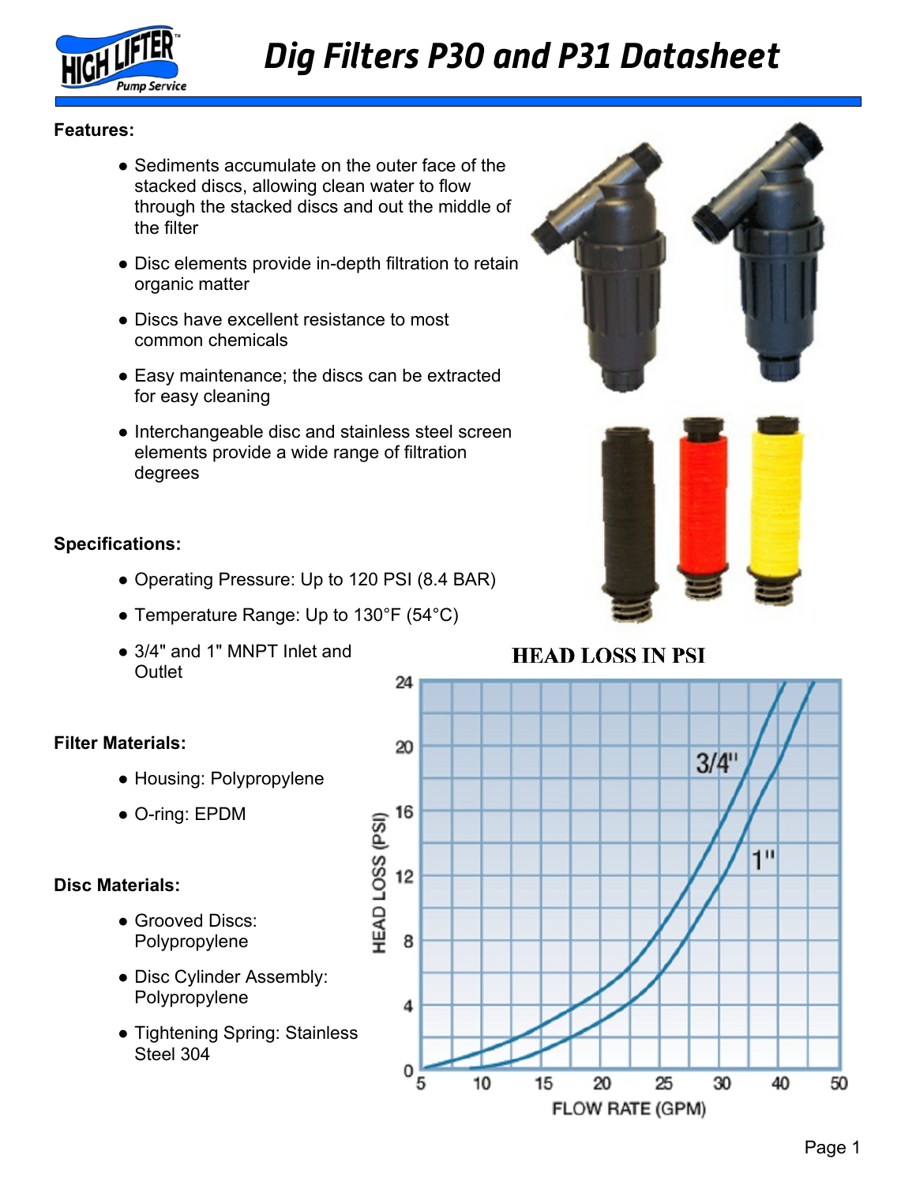# Dig Filters P30 and P31 Datasheet

**Features:**

- Sediments accumulate on the outer face of the stacked discs, allowing clean water to flow through the stacked discs and out the middle of the filter
- Disc elements provide in-depth filtration to retain organic matter
- Discs have excellent resistance to most common chemicals
- Easy maintenance; the discs can be extracted for easy cleaning
- Interchangeable disc and stainless steel screen elements provide a wide range of filtration degrees

**Specifications:**

- Operating Pressure: Up to 120 PSI (8.4 BAR)
- Temperature Range: Up to 130°F (54°C)
- 3/4" and 1" MNPT Inlet and Outlet

**Filter Materials:**

- Housing: Polypropylene
- O-ring: EPDM

**Disc Materials:**

- Grooved Discs: Polypropylene
- Disc Cylinder Assembly: Polypropylene
- Tightening Spring: Stainless Steel 304

**HEAD LOSS IN PSI**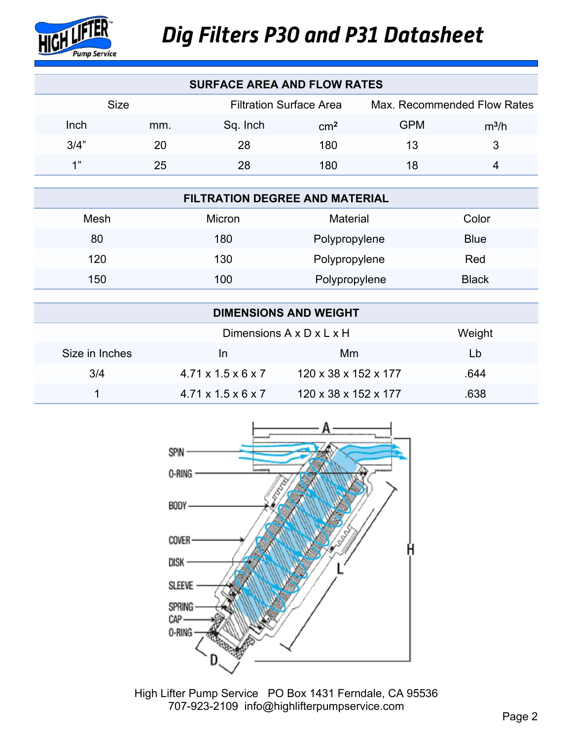# Dig Filters P30 and P31 Datasheet

| SURFACE AREA AND FLOW RATES | | | | | |
|---|---|---|---|---|---|
| Size | | Filtration Surface Area | | Max. Recommended Flow Rates | |
| Inch | mm. | Sq. Inch | cm² | GPM | m³/h |
| 3/4” | 20 | 28 | 180 | 13 | 3 |
| 1” | 25 | 28 | 180 | 18 | 4 |

| FILTRATION DEGREE AND MATERIAL | | | |
|---|---|---|---|
| Mesh | Micron | Material | Color |
| 80 | 180 | Polypropylene | Blue |
| 120 | 130 | Polypropylene | Red |
| 150 | 100 | Polypropylene | Black |

| DIMENSIONS AND WEIGHT | | | |
|---|---|---|---|
| | Dimensions A x D x L x H | | Weight |
| Size in Inches | In | Mm | Lb |
| 3/4 | 4.71 x 1.5 x 6 x 7 | 120 x 38 x 152 x 177 | .644 |
| 1 | 4.71 x 1.5 x 6 x 7 | 120 x 38 x 152 x 177 | .638 |

A
SPIN
O-RING
BODY
COVER
DISK
SLEEVE
SPRING
CAP
O-RING
D
L
H

High Lifter Pump Service PO Box 1431 Ferndale, CA 95536
707-923-2109 info@highlifterpumpservice.com